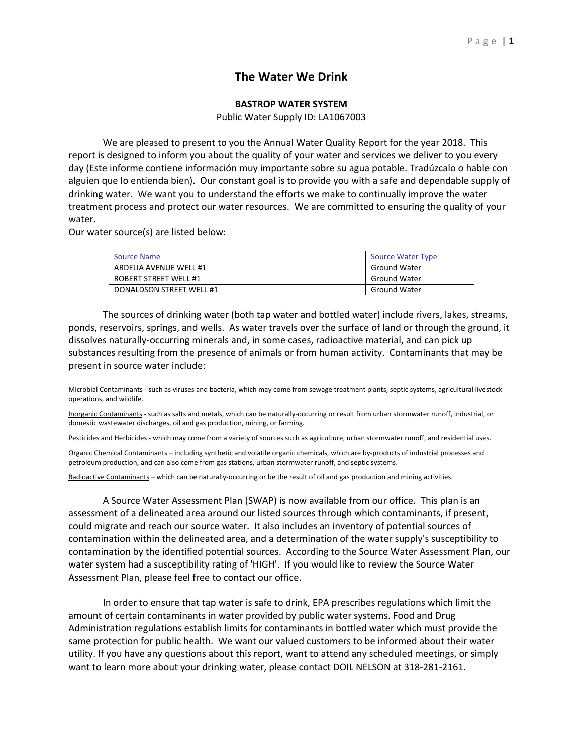# The Water We Drink

**BASTROP WATER SYSTEM**

Public Water Supply ID: LA1067003

We are pleased to present to you the Annual Water Quality Report for the year 2018. This report is designed to inform you about the quality of your water and services we deliver to you every day (Este informe contiene información muy importante sobre su agua potable. Tradúzcalo o hable con alguien que lo entienda bien). Our constant goal is to provide you with a safe and dependable supply of drinking water. We want you to understand the efforts we make to continually improve the water treatment process and protect our water resources. We are committed to ensuring the quality of your water.

Our water source(s) are listed below:

| Source Name | Source Water Type |
|---|---|
| ARDELIA AVENUE WELL #1 | Ground Water |
| ROBERT STREET WELL #1 | Ground Water |
| DONALDSON STREET WELL #1 | Ground Water |

The sources of drinking water (both tap water and bottled water) include rivers, lakes, streams, ponds, reservoirs, springs, and wells. As water travels over the surface of land or through the ground, it dissolves naturally-occurring minerals and, in some cases, radioactive material, and can pick up substances resulting from the presence of animals or from human activity. Contaminants that may be present in source water include:

Microbial Contaminants - such as viruses and bacteria, which may come from sewage treatment plants, septic systems, agricultural livestock operations, and wildlife.

Inorganic Contaminants - such as salts and metals, which can be naturally-occurring or result from urban stormwater runoff, industrial, or domestic wastewater discharges, oil and gas production, mining, or farming.

Pesticides and Herbicides - which may come from a variety of sources such as agriculture, urban stormwater runoff, and residential uses.

Organic Chemical Contaminants – including synthetic and volatile organic chemicals, which are by-products of industrial processes and petroleum production, and can also come from gas stations, urban stormwater runoff, and septic systems.

Radioactive Contaminants – which can be naturally-occurring or be the result of oil and gas production and mining activities.

A Source Water Assessment Plan (SWAP) is now available from our office. This plan is an assessment of a delineated area around our listed sources through which contaminants, if present, could migrate and reach our source water. It also includes an inventory of potential sources of contamination within the delineated area, and a determination of the water supply's susceptibility to contamination by the identified potential sources. According to the Source Water Assessment Plan, our water system had a susceptibility rating of 'HIGH'. If you would like to review the Source Water Assessment Plan, please feel free to contact our office.

In order to ensure that tap water is safe to drink, EPA prescribes regulations which limit the amount of certain contaminants in water provided by public water systems. Food and Drug Administration regulations establish limits for contaminants in bottled water which must provide the same protection for public health. We want our valued customers to be informed about their water utility. If you have any questions about this report, want to attend any scheduled meetings, or simply want to learn more about your drinking water, please contact DOIL NELSON at 318-281-2161.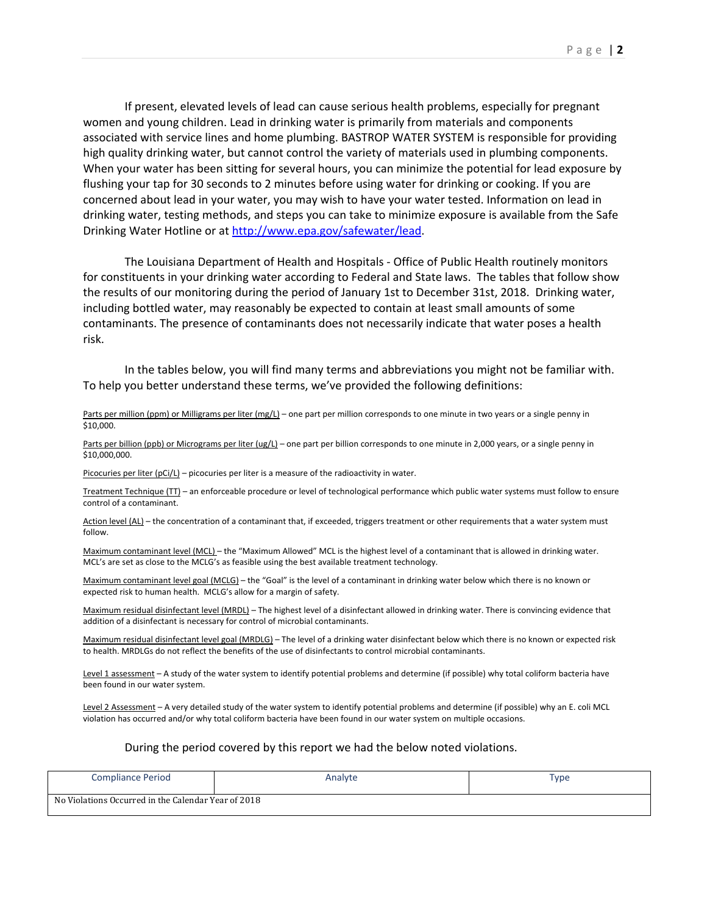If present, elevated levels of lead can cause serious health problems, especially for pregnant women and young children. Lead in drinking water is primarily from materials and components associated with service lines and home plumbing. BASTROP WATER SYSTEM is responsible for providing high quality drinking water, but cannot control the variety of materials used in plumbing components. When your water has been sitting for several hours, you can minimize the potential for lead exposure by flushing your tap for 30 seconds to 2 minutes before using water for drinking or cooking. If you are concerned about lead in your water, you may wish to have your water tested. Information on lead in drinking water, testing methods, and steps you can take to minimize exposure is available from the Safe Drinking Water Hotline or at http://www.epa.gov/safewater/lead.

The Louisiana Department of Health and Hospitals - Office of Public Health routinely monitors for constituents in your drinking water according to Federal and State laws. The tables that follow show the results of our monitoring during the period of January 1st to December 31st, 2018. Drinking water, including bottled water, may reasonably be expected to contain at least small amounts of some contaminants. The presence of contaminants does not necessarily indicate that water poses a health risk.

In the tables below, you will find many terms and abbreviations you might not be familiar with. To help you better understand these terms, we've provided the following definitions:

Parts per million (ppm) or Milligrams per liter (mg/L) – one part per million corresponds to one minute in two years or a single penny in $10,000.

Parts per billion (ppb) or Micrograms per liter (ug/L) – one part per billion corresponds to one minute in 2,000 years, or a single penny in $10,000,000.

Picocuries per liter (pCi/L) – picocuries per liter is a measure of the radioactivity in water.

Treatment Technique (TT) – an enforceable procedure or level of technological performance which public water systems must follow to ensure control of a contaminant.

Action level (AL) – the concentration of a contaminant that, if exceeded, triggers treatment or other requirements that a water system must follow.

Maximum contaminant level (MCL) – the "Maximum Allowed" MCL is the highest level of a contaminant that is allowed in drinking water. MCL's are set as close to the MCLG's as feasible using the best available treatment technology.

Maximum contaminant level goal (MCLG) – the "Goal" is the level of a contaminant in drinking water below which there is no known or expected risk to human health. MCLG's allow for a margin of safety.

Maximum residual disinfectant level (MRDL) – The highest level of a disinfectant allowed in drinking water. There is convincing evidence that addition of a disinfectant is necessary for control of microbial contaminants.

Maximum residual disinfectant level goal (MRDLG) – The level of a drinking water disinfectant below which there is no known or expected risk to health. MRDLGs do not reflect the benefits of the use of disinfectants to control microbial contaminants.

Level 1 assessment – A study of the water system to identify potential problems and determine (if possible) why total coliform bacteria have been found in our water system.

Level 2 Assessment – A very detailed study of the water system to identify potential problems and determine (if possible) why an E. coli MCL violation has occurred and/or why total coliform bacteria have been found in our water system on multiple occasions.

During the period covered by this report we had the below noted violations.

| Compliance Period | Analyte | Type |
| --- | --- | --- |
| No Violations Occurred in the Calendar Year of 2018 | | |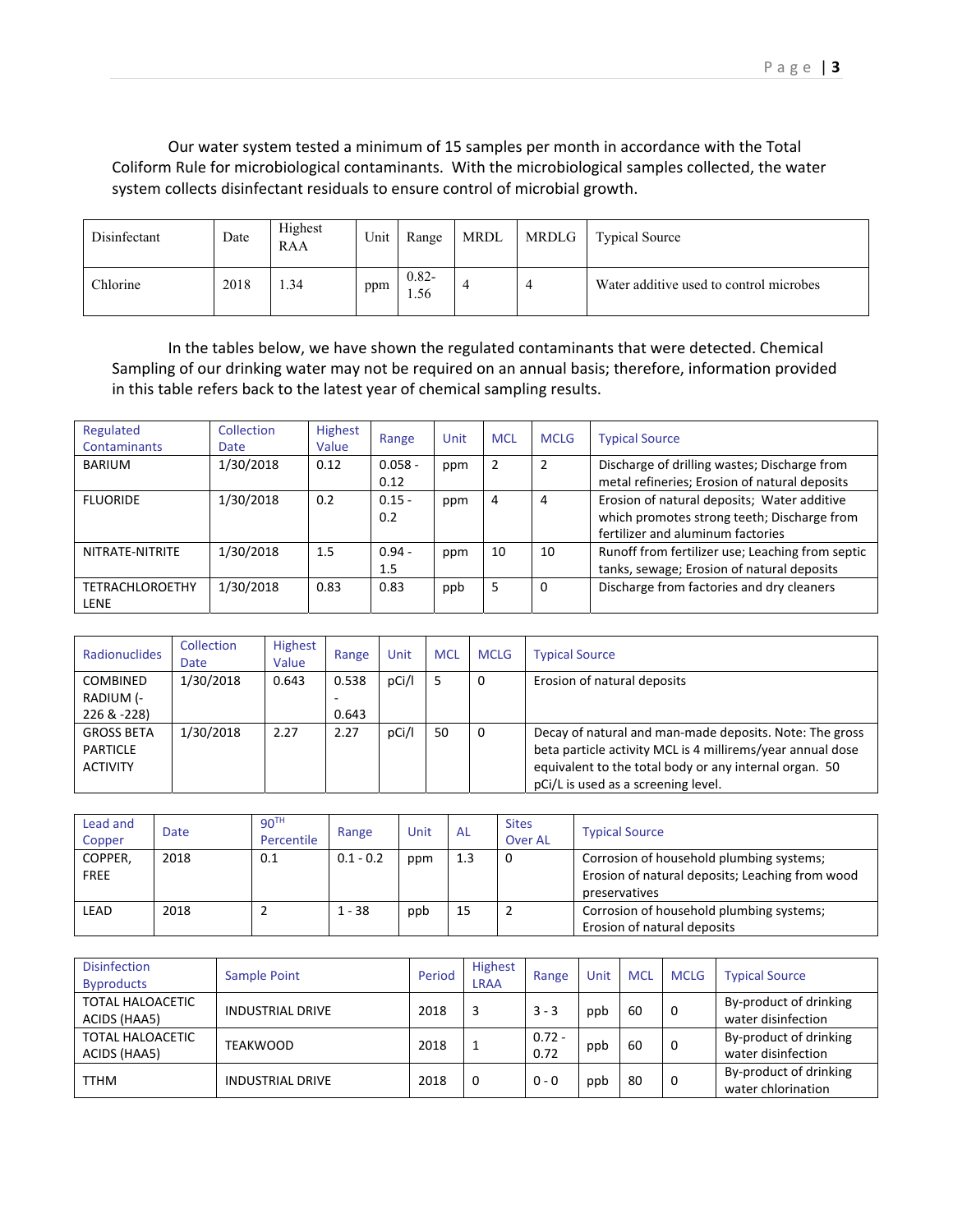Our water system tested a minimum of 15 samples per month in accordance with the Total Coliform Rule for microbiological contaminants. With the microbiological samples collected, the water system collects disinfectant residuals to ensure control of microbial growth.

| Disinfectant | Date | Highest RAA | Unit | Range | MRDL | MRDLG | Typical Source |
|---|---|---|---|---|---|---|---|
| Chlorine | 2018 | 1.34 | ppm | 0.82-1.56 | 4 | 4 | Water additive used to control microbes |

In the tables below, we have shown the regulated contaminants that were detected. Chemical Sampling of our drinking water may not be required on an annual basis; therefore, information provided in this table refers back to the latest year of chemical sampling results.

| Regulated Contaminants | Collection Date | Highest Value | Range | Unit | MCL | MCLG | Typical Source |
|---|---|---|---|---|---|---|---|
| BARIUM | 1/30/2018 | 0.12 | 0.058 - 0.12 | ppm | 2 | 2 | Discharge of drilling wastes; Discharge from metal refineries; Erosion of natural deposits |
| FLUORIDE | 1/30/2018 | 0.2 | 0.15 - 0.2 | ppm | 4 | 4 | Erosion of natural deposits; Water additive which promotes strong teeth; Discharge from fertilizer and aluminum factories |
| NITRATE-NITRITE | 1/30/2018 | 1.5 | 0.94 - 1.5 | ppm | 10 | 10 | Runoff from fertilizer use; Leaching from septic tanks, sewage; Erosion of natural deposits |
| TETRACHLOROETHYLENE | 1/30/2018 | 0.83 | 0.83 | ppb | 5 | 0 | Discharge from factories and dry cleaners |

| Radionuclides | Collection Date | Highest Value | Range | Unit | MCL | MCLG | Typical Source |
|---|---|---|---|---|---|---|---|
| COMBINED RADIUM (-226 & -228) | 1/30/2018 | 0.643 | 0.538 - 0.643 | pCi/l | 5 | 0 | Erosion of natural deposits |
| GROSS BETA PARTICLE ACTIVITY | 1/30/2018 | 2.27 | 2.27 | pCi/l | 50 | 0 | Decay of natural and man-made deposits. Note: The gross beta particle activity MCL is 4 millirems/year annual dose equivalent to the total body or any internal organ. 50 pCi/L is used as a screening level. |

| Lead and Copper | Date | 90TH Percentile | Range | Unit | AL | Sites Over AL | Typical Source |
|---|---|---|---|---|---|---|---|
| COPPER, FREE | 2018 | 0.1 | 0.1 - 0.2 | ppm | 1.3 | 0 | Corrosion of household plumbing systems; Erosion of natural deposits; Leaching from wood preservatives |
| LEAD | 2018 | 2 | 1 - 38 | ppb | 15 | 2 | Corrosion of household plumbing systems; Erosion of natural deposits |

| Disinfection Byproducts | Sample Point | Period | Highest LRAA | Range | Unit | MCL | MCLG | Typical Source |
|---|---|---|---|---|---|---|---|---|
| TOTAL HALOACETIC ACIDS (HAA5) | INDUSTRIAL DRIVE | 2018 | 3 | 3 - 3 | ppb | 60 | 0 | By-product of drinking water disinfection |
| TOTAL HALOACETIC ACIDS (HAA5) | TEAKWOOD | 2018 | 1 | 0.72 - 0.72 | ppb | 60 | 0 | By-product of drinking water disinfection |
| TTHM | INDUSTRIAL DRIVE | 2018 | 0 | 0 - 0 | ppb | 80 | 0 | By-product of drinking water chlorination |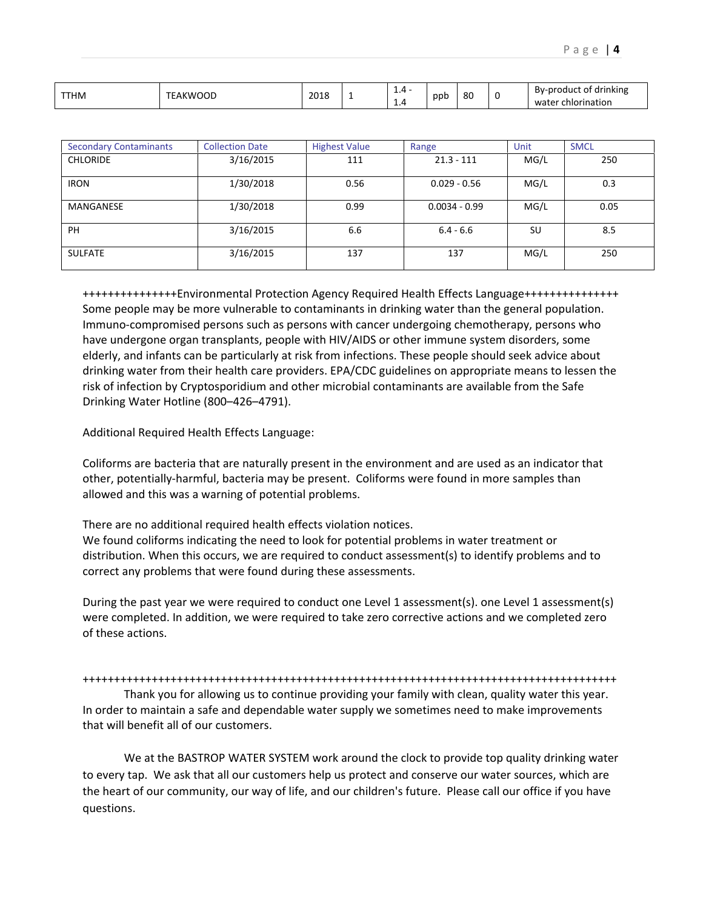| | | | | | | | | |
|---|---|---|---|---|---|---|---|---|
| TTHM | TEAKWOOD | 2018 | 1 | 1.4 - 1.4 | ppb | 80 | 0 | By-product of drinking water chlorination |

| Secondary Contaminants | Collection Date | Highest Value | Range | Unit | SMCL |
|---|---|---|---|---|---|
| CHLORIDE | 3/16/2015 | 111 | 21.3 - 111 | MG/L | 250 |
| IRON | 1/30/2018 | 0.56 | 0.029 - 0.56 | MG/L | 0.3 |
| MANGANESE | 1/30/2018 | 0.99 | 0.0034 - 0.99 | MG/L | 0.05 |
| PH | 3/16/2015 | 6.6 | 6.4 - 6.6 | SU | 8.5 |
| SULFATE | 3/16/2015 | 137 | 137 | MG/L | 250 |

+++++++++++++++Environmental Protection Agency Required Health Effects Language+++++++++++++++
Some people may be more vulnerable to contaminants in drinking water than the general population. Immuno-compromised persons such as persons with cancer undergoing chemotherapy, persons who have undergone organ transplants, people with HIV/AIDS or other immune system disorders, some elderly, and infants can be particularly at risk from infections. These people should seek advice about drinking water from their health care providers. EPA/CDC guidelines on appropriate means to lessen the risk of infection by Cryptosporidium and other microbial contaminants are available from the Safe Drinking Water Hotline (800–426–4791).

Additional Required Health Effects Language:

Coliforms are bacteria that are naturally present in the environment and are used as an indicator that other, potentially-harmful, bacteria may be present. Coliforms were found in more samples than allowed and this was a warning of potential problems.

There are no additional required health effects violation notices.
We found coliforms indicating the need to look for potential problems in water treatment or distribution. When this occurs, we are required to conduct assessment(s) to identify problems and to correct any problems that were found during these assessments.

During the past year we were required to conduct one Level 1 assessment(s). one Level 1 assessment(s) were completed. In addition, we were required to take zero corrective actions and we completed zero of these actions.

+++++++++++++++++++++++++++++++++++++++++++++++++++++++++++++++++++++++++++++++++++++++

Thank you for allowing us to continue providing your family with clean, quality water this year. In order to maintain a safe and dependable water supply we sometimes need to make improvements that will benefit all of our customers.

We at the BASTROP WATER SYSTEM work around the clock to provide top quality drinking water to every tap. We ask that all our customers help us protect and conserve our water sources, which are the heart of our community, our way of life, and our children's future. Please call our office if you have questions.